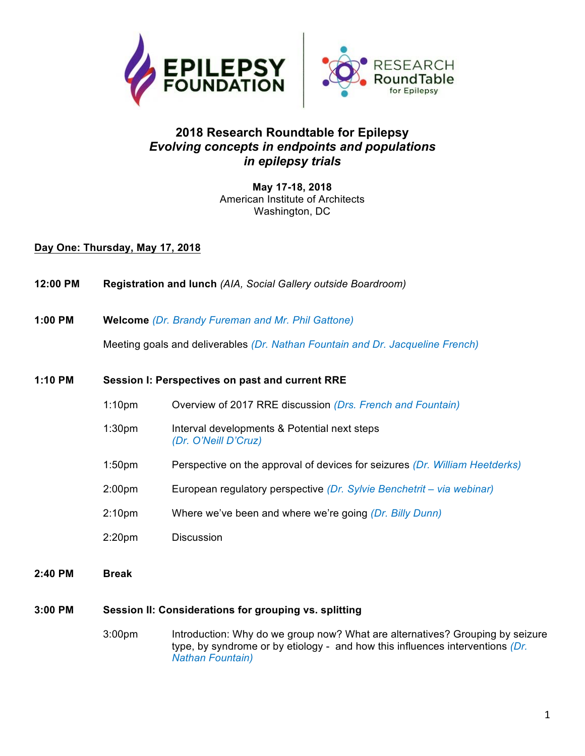# 2018 Research Roundtable for Epilepsy
## *Evolving concepts in endpoints and populations in epilepsy trials*

**May 17-18, 2018**
American Institute of Architects
Washington, DC

**Day One: Thursday, May 17, 2018**

**12:00 PM** **Registration and lunch** *(AIA, Social Gallery outside Boardroom)*

**1:00 PM** **Welcome** *(Dr. Brandy Fureman and Mr. Phil Gattone)*

Meeting goals and deliverables *(Dr. Nathan Fountain and Dr. Jacqueline French)*

**1:10 PM** **Session I: Perspectives on past and current RRE**

- 1:10pm Overview of 2017 RRE discussion *(Drs. French and Fountain)*
- 1:30pm Interval developments & Potential next steps *(Dr. O'Neill D'Cruz)*
- 1:50pm Perspective on the approval of devices for seizures *(Dr. William Heetderks)*
- 2:00pm European regulatory perspective *(Dr. Sylvie Benchetrit – via webinar)*
- 2:10pm Where we've been and where we're going *(Dr. Billy Dunn)*
- 2:20pm Discussion

**2:40 PM** **Break**

**3:00 PM** **Session II: Considerations for grouping vs. splitting**

- 3:00pm Introduction: Why do we group now? What are alternatives? Grouping by seizure type, by syndrome or by etiology - and how this influences interventions *(Dr. Nathan Fountain)*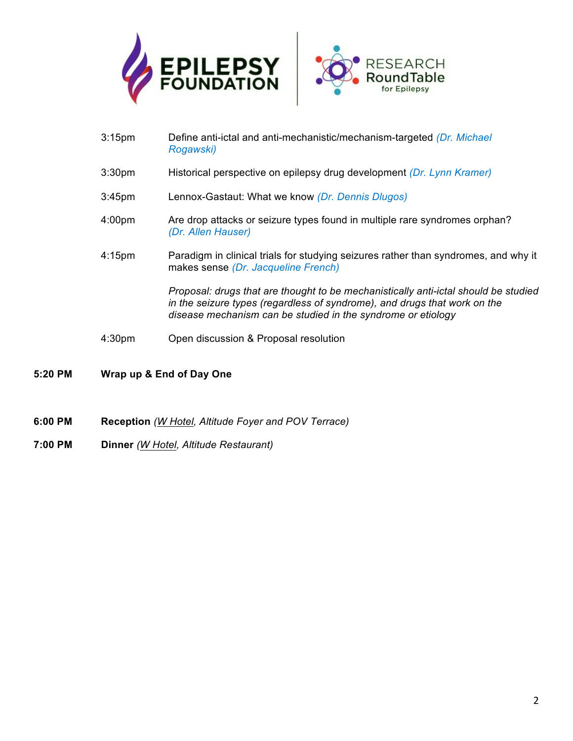3:15pm Define anti-ictal and anti-mechanistic/mechanism-targeted *(Dr. Michael Rogawski)*

3:30pm Historical perspective on epilepsy drug development *(Dr. Lynn Kramer)*

3:45pm Lennox-Gastaut: What we know *(Dr. Dennis Dlugos)*

4:00pm Are drop attacks or seizure types found in multiple rare syndromes orphan? *(Dr. Allen Hauser)*

4:15pm Paradigm in clinical trials for studying seizures rather than syndromes, and why it makes sense *(Dr. Jacqueline French)*

*Proposal: drugs that are thought to be mechanistically anti-ictal should be studied in the seizure types (regardless of syndrome), and drugs that work on the disease mechanism can be studied in the syndrome or etiology*

4:30pm Open discussion & Proposal resolution

**5:20 PM Wrap up & End of Day One**

**6:00 PM Reception** *(W Hotel, Altitude Foyer and POV Terrace)*

**7:00 PM Dinner** *(W Hotel, Altitude Restaurant)*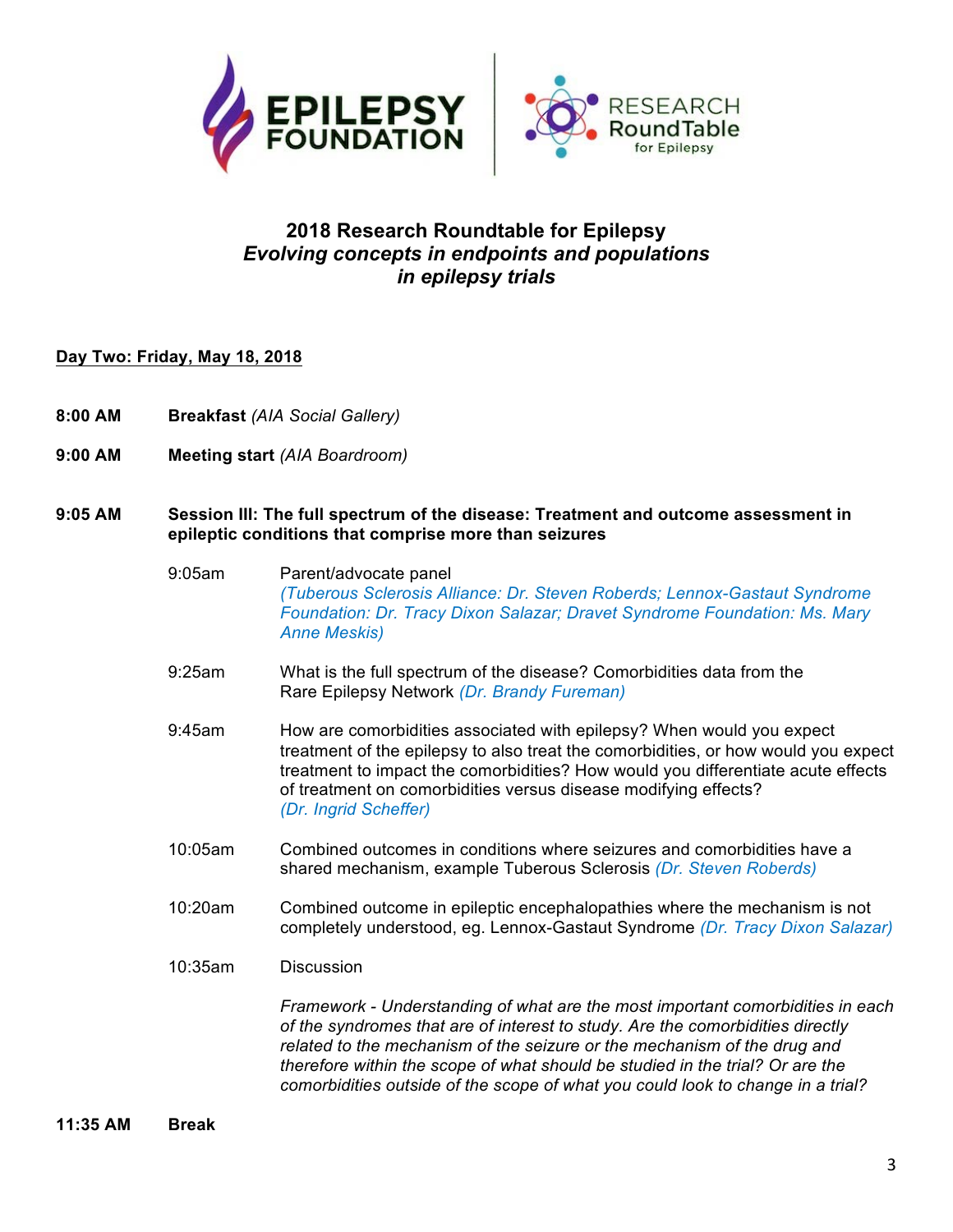# 2018 Research Roundtable for Epilepsy

## *Evolving concepts in endpoints and populations in epilepsy trials*

**Day Two: Friday, May 18, 2018**

**8:00 AM** **Breakfast** *(AIA Social Gallery)*

**9:00 AM** **Meeting start** *(AIA Boardroom)*

**9:05 AM** **Session III: The full spectrum of the disease: Treatment and outcome assessment in epileptic conditions that comprise more than seizures**

- 9:05am Parent/advocate panel *(Tuberous Sclerosis Alliance: Dr. Steven Roberds; Lennox-Gastaut Syndrome Foundation: Dr. Tracy Dixon Salazar; Dravet Syndrome Foundation: Ms. Mary Anne Meskis)*

- 9:25am What is the full spectrum of the disease? Comorbidities data from the Rare Epilepsy Network *(Dr. Brandy Fureman)*

- 9:45am How are comorbidities associated with epilepsy? When would you expect treatment of the epilepsy to also treat the comorbidities, or how would you expect treatment to impact the comorbidities? How would you differentiate acute effects of treatment on comorbidities versus disease modifying effects? *(Dr. Ingrid Scheffer)*

- 10:05am Combined outcomes in conditions where seizures and comorbidities have a shared mechanism, example Tuberous Sclerosis *(Dr. Steven Roberds)*

- 10:20am Combined outcome in epileptic encephalopathies where the mechanism is not completely understood, eg. Lennox-Gastaut Syndrome *(Dr. Tracy Dixon Salazar)*

- 10:35am Discussion

  *Framework - Understanding of what are the most important comorbidities in each of the syndromes that are of interest to study. Are the comorbidities directly related to the mechanism of the seizure or the mechanism of the drug and therefore within the scope of what should be studied in the trial? Or are the comorbidities outside of the scope of what you could look to change in a trial?*

**11:35 AM** **Break**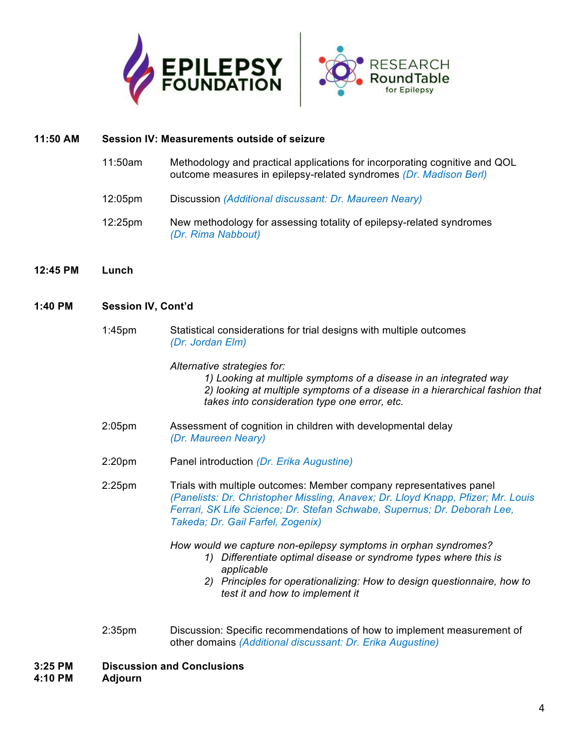EPILEPSY FOUNDATION | RESEARCH RoundTable for Epilepsy

**11:50 AM** **Session IV: Measurements outside of seizure**

11:50am Methodology and practical applications for incorporating cognitive and QOL outcome measures in epilepsy-related syndromes *(Dr. Madison Berl)*

12:05pm Discussion *(Additional discussant: Dr. Maureen Neary)*

12:25pm New methodology for assessing totality of epilepsy-related syndromes *(Dr. Rima Nabbout)*

**12:45 PM** **Lunch**

**1:40 PM** **Session IV, Cont'd**

1:45pm Statistical considerations for trial designs with multiple outcomes *(Dr. Jordan Elm)*

*Alternative strategies for:*

*1) Looking at multiple symptoms of a disease in an integrated way*

*2) looking at multiple symptoms of a disease in a hierarchical fashion that takes into consideration type one error, etc.*

2:05pm Assessment of cognition in children with developmental delay *(Dr. Maureen Neary)*

2:20pm Panel introduction *(Dr. Erika Augustine)*

2:25pm Trials with multiple outcomes: Member company representatives panel *(Panelists: Dr. Christopher Missling, Anavex; Dr. Lloyd Knapp, Pfizer; Mr. Louis Ferrari, SK Life Science; Dr. Stefan Schwabe, Supernus; Dr. Deborah Lee, Takeda; Dr. Gail Farfel, Zogenix)*

*How would we capture non-epilepsy symptoms in orphan syndromes?*

1) *Differentiate optimal disease or syndrome types where this is applicable*
2) *Principles for operationalizing: How to design questionnaire, how to test it and how to implement it*

2:35pm Discussion: Specific recommendations of how to implement measurement of other domains *(Additional discussant: Dr. Erika Augustine)*

**3:25 PM** **Discussion and Conclusions**

**4:10 PM** **Adjourn**